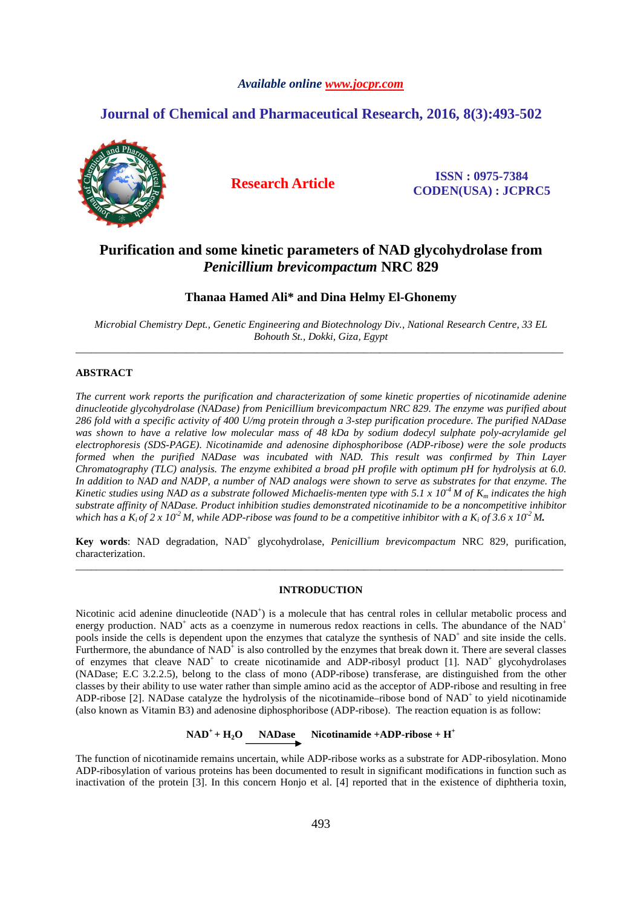*Available online www.jocpr.com*

**Journal of Chemical and Pharmaceutical Research, 2016, 8(3):493-502**

**Research Article**

**ISSN : 0975-7384**
**CODEN(USA) : JCPRC5**

# Purification and some kinetic parameters of NAD glycohydrolase from *Penicillium brevicompactum* NRC 829

**Thanaa Hamed Ali\* and Dina Helmy El-Ghonemy**

*Microbial Chemistry Dept., Genetic Engineering and Biotechnology Div., National Research Centre, 33 EL Bohouth St., Dokki, Giza, Egypt*

---

## ABSTRACT

*The current work reports the purification and characterization of some kinetic properties of nicotinamide adenine dinucleotide glycohydrolase (NADase) from Penicillium brevicompactum NRC 829. The enzyme was purified about 286 fold with a specific activity of 400 U/mg protein through a 3-step purification procedure. The purified NADase was shown to have a relative low molecular mass of 48 kDa by sodium dodecyl sulphate poly-acrylamide gel electrophoresis (SDS-PAGE). Nicotinamide and adenosine diphosphoribose (ADP-ribose) were the sole products formed when the purified NADase was incubated with NAD. This result was confirmed by Thin Layer Chromatography (TLC) analysis. The enzyme exhibited a broad pH profile with optimum pH for hydrolysis at 6.0. In addition to NAD and NADP, a number of NAD analogs were shown to serve as substrates for that enzyme. The Kinetic studies using NAD as a substrate followed Michaelis-menten type with 5.1 x $10^{-4}$ M of $K_m$ indicates the high substrate affinity of NADase. Product inhibition studies demonstrated nicotinamide to be a noncompetitive inhibitor which has a $K_i$ of 2 x $10^{-2}$ M, while ADP-ribose was found to be a competitive inhibitor with a $K_i$ of 3.6 x $10^{-2}$ M.*

**Key words**: NAD degradation, $NAD^+$ glycohydrolase, *Penicillium brevicompactum* NRC 829, purification, characterization.

---

## INTRODUCTION

Nicotinic acid adenine dinucleotide ($NAD^+$) is a molecule that has central roles in cellular metabolic process and energy production. $NAD^+$ acts as a coenzyme in numerous redox reactions in cells. The abundance of the $NAD^+$ pools inside the cells is dependent upon the enzymes that catalyze the synthesis of $NAD^+$ and site inside the cells. Furthermore, the abundance of $NAD^+$ is also controlled by the enzymes that break down it. There are several classes of enzymes that cleave $NAD^+$ to create nicotinamide and ADP-ribosyl product [1]. $NAD^+$ glycohydrolases (NADase; E.C 3.2.2.5), belong to the class of mono (ADP-ribose) transferase, are distinguished from the other classes by their ability to use water rather than simple amino acid as the acceptor of ADP-ribose and resulting in free ADP-ribose [2]. NADase catalyze the hydrolysis of the nicotinamide–ribose bond of $NAD^+$ to yield nicotinamide (also known as Vitamin B3) and adenosine diphosphoribose (ADP-ribose). The reaction equation is as follow:

$$NAD^+ + H_2O \xrightarrow{\text{NADase}} \text{Nicotinamide} + \text{ADP-ribose} + H^+$$

The function of nicotinamide remains uncertain, while ADP-ribose works as a substrate for ADP-ribosylation. Mono ADP-ribosylation of various proteins has been documented to result in significant modifications in function such as inactivation of the protein [3]. In this concern Honjo et al. [4] reported that in the existence of diphtheria toxin,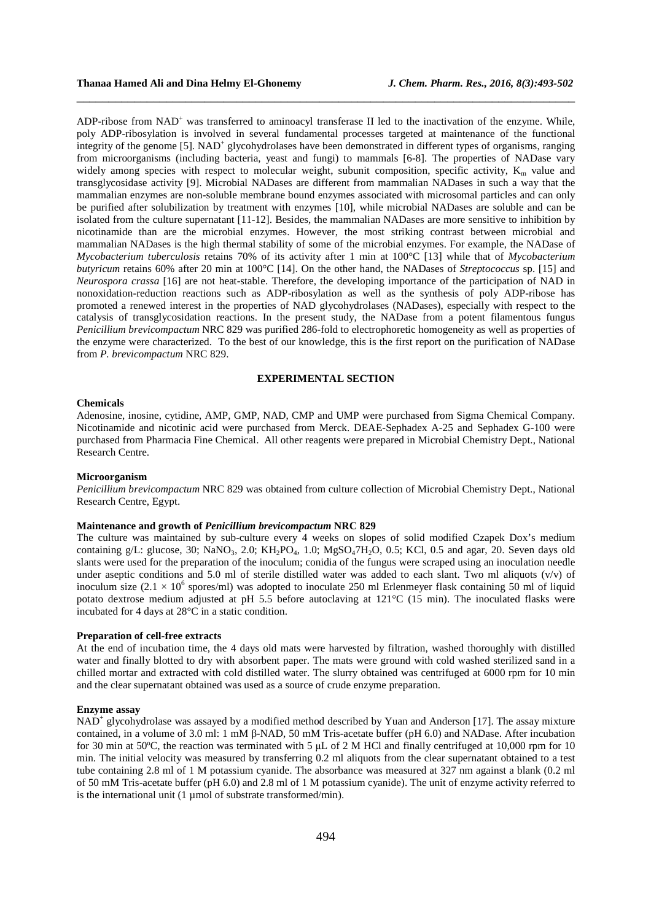ADP-ribose from $NAD^+$ was transferred to aminoacyl transferase II led to the inactivation of the enzyme. While, poly ADP-ribosylation is involved in several fundamental processes targeted at maintenance of the functional integrity of the genome [5]. $NAD^+$ glycohydrolases have been demonstrated in different types of organisms, ranging from microorganisms (including bacteria, yeast and fungi) to mammals [6-8]. The properties of NADase vary widely among species with respect to molecular weight, subunit composition, specific activity, $K_m$ value and transglycosidase activity [9]. Microbial NADases are different from mammalian NADases in such a way that the mammalian enzymes are non-soluble membrane bound enzymes associated with microsomal particles and can only be purified after solubilization by treatment with enzymes [10], while microbial NADases are soluble and can be isolated from the culture supernatant [11-12]. Besides, the mammalian NADases are more sensitive to inhibition by nicotinamide than are the microbial enzymes. However, the most striking contrast between microbial and mammalian NADases is the high thermal stability of some of the microbial enzymes. For example, the NADase of *Mycobacterium tuberculosis* retains 70% of its activity after 1 min at 100°C [13] while that of *Mycobacterium butyricum* retains 60% after 20 min at 100°C [14]. On the other hand, the NADases of *Streptococcus* sp. [15] and *Neurospora crassa* [16] are not heat-stable. Therefore, the developing importance of the participation of NAD in nonoxidation-reduction reactions such as ADP-ribosylation as well as the synthesis of poly ADP-ribose has promoted a renewed interest in the properties of NAD glycohydrolases (NADases), especially with respect to the catalysis of transglycosidation reactions. In the present study, the NADase from a potent filamentous fungus *Penicillium brevicompactum* NRC 829 was purified 286-fold to electrophoretic homogeneity as well as properties of the enzyme were characterized. To the best of our knowledge, this is the first report on the purification of NADase from *P. brevicompactum* NRC 829.

## EXPERIMENTAL SECTION

**Chemicals**

Adenosine, inosine, cytidine, AMP, GMP, NAD, CMP and UMP were purchased from Sigma Chemical Company. Nicotinamide and nicotinic acid were purchased from Merck. DEAE-Sephadex A-25 and Sephadex G-100 were purchased from Pharmacia Fine Chemical. All other reagents were prepared in Microbial Chemistry Dept., National Research Centre.

**Microorganism**

*Penicillium brevicompactum* NRC 829 was obtained from culture collection of Microbial Chemistry Dept., National Research Centre, Egypt.

**Maintenance and growth of *Penicillium brevicompactum* NRC 829**

The culture was maintained by sub-culture every 4 weeks on slopes of solid modified Czapek Dox's medium containing g/L: glucose, 30; $NaNO_3$, 2.0; $KH_2PO_4$, 1.0; $MgSO_47H_2O$, 0.5; KCl, 0.5 and agar, 20. Seven days old slants were used for the preparation of the inoculum; conidia of the fungus were scraped using an inoculation needle under aseptic conditions and 5.0 ml of sterile distilled water was added to each slant. Two ml aliquots (v/v) of inoculum size ($2.1 \times 10^6$ spores/ml) was adopted to inoculate 250 ml Erlenmeyer flask containing 50 ml of liquid potato dextrose medium adjusted at pH 5.5 before autoclaving at 121°C (15 min). The inoculated flasks were incubated for 4 days at 28°C in a static condition.

**Preparation of cell-free extracts**

At the end of incubation time, the 4 days old mats were harvested by filtration, washed thoroughly with distilled water and finally blotted to dry with absorbent paper. The mats were ground with cold washed sterilized sand in a chilled mortar and extracted with cold distilled water. The slurry obtained was centrifuged at 6000 rpm for 10 min and the clear supernatant obtained was used as a source of crude enzyme preparation.

**Enzyme assay**

$NAD^+$ glycohydrolase was assayed by a modified method described by Yuan and Anderson [17]. The assay mixture contained, in a volume of 3.0 ml: 1 mM β-NAD, 50 mM Tris-acetate buffer (pH 6.0) and NADase. After incubation for 30 min at 50ºC, the reaction was terminated with 5 μL of 2 M HCl and finally centrifuged at 10,000 rpm for 10 min. The initial velocity was measured by transferring 0.2 ml aliquots from the clear supernatant obtained to a test tube containing 2.8 ml of 1 M potassium cyanide. The absorbance was measured at 327 nm against a blank (0.2 ml of 50 mM Tris-acetate buffer (pH 6.0) and 2.8 ml of 1 M potassium cyanide). The unit of enzyme activity referred to is the international unit (1 µmol of substrate transformed/min).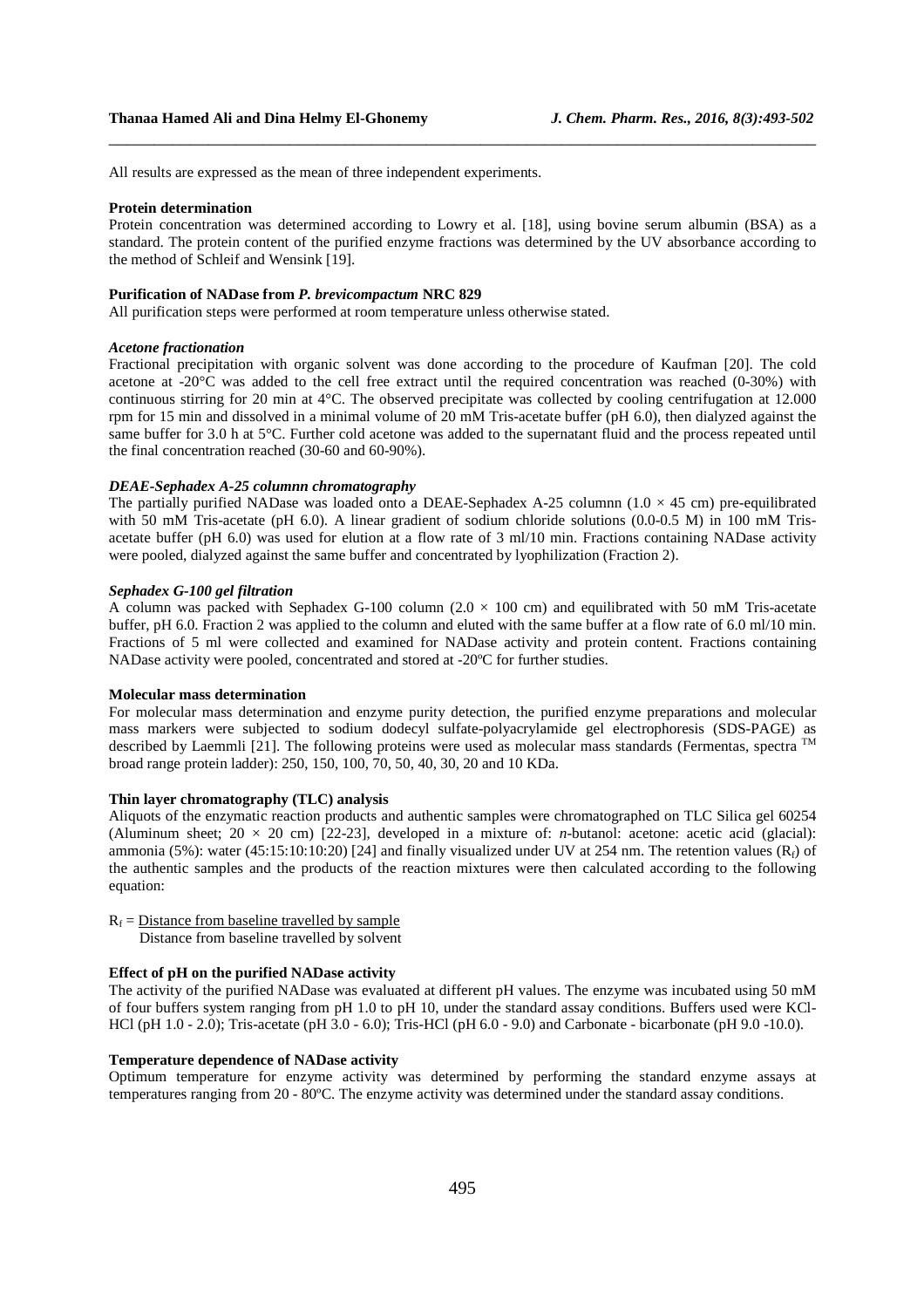All results are expressed as the mean of three independent experiments.

**Protein determination**

Protein concentration was determined according to Lowry et al. [18], using bovine serum albumin (BSA) as a standard. The protein content of the purified enzyme fractions was determined by the UV absorbance according to the method of Schleif and Wensink [19].

**Purification of NADase from *P. brevicompactum* NRC 829**

All purification steps were performed at room temperature unless otherwise stated.

***Acetone fractionation***

Fractional precipitation with organic solvent was done according to the procedure of Kaufman [20]. The cold acetone at -20°C was added to the cell free extract until the required concentration was reached (0-30%) with continuous stirring for 20 min at 4°C. The observed precipitate was collected by cooling centrifugation at 12.000 rpm for 15 min and dissolved in a minimal volume of 20 mM Tris-acetate buffer (pH 6.0), then dialyzed against the same buffer for 3.0 h at 5°C. Further cold acetone was added to the supernatant fluid and the process repeated until the final concentration reached (30-60 and 60-90%).

***DEAE-Sephadex A-25 columnn chromatography***

The partially purified NADase was loaded onto a DEAE-Sephadex A-25 columnn (1.0 × 45 cm) pre-equilibrated with 50 mM Tris-acetate (pH 6.0). A linear gradient of sodium chloride solutions (0.0-0.5 M) in 100 mM Tris-acetate buffer (pH 6.0) was used for elution at a flow rate of 3 ml/10 min. Fractions containing NADase activity were pooled, dialyzed against the same buffer and concentrated by lyophilization (Fraction 2).

***Sephadex G-100 gel filtration***

A column was packed with Sephadex G-100 column (2.0 × 100 cm) and equilibrated with 50 mM Tris-acetate buffer, pH 6.0. Fraction 2 was applied to the column and eluted with the same buffer at a flow rate of 6.0 ml/10 min. Fractions of 5 ml were collected and examined for NADase activity and protein content. Fractions containing NADase activity were pooled, concentrated and stored at -20ºC for further studies.

**Molecular mass determination**

For molecular mass determination and enzyme purity detection, the purified enzyme preparations and molecular mass markers were subjected to sodium dodecyl sulfate-polyacrylamide gel electrophoresis (SDS-PAGE) as described by Laemmli [21]. The following proteins were used as molecular mass standards (Fermentas, spectra ™ broad range protein ladder): 250, 150, 100, 70, 50, 40, 30, 20 and 10 KDa.

**Thin layer chromatography (TLC) analysis**

Aliquots of the enzymatic reaction products and authentic samples were chromatographed on TLC Silica gel 60254 (Aluminum sheet; 20 × 20 cm) [22-23], developed in a mixture of: *n*-butanol: acetone: acetic acid (glacial): ammonia (5%): water (45:15:10:10:20) [24] and finally visualized under UV at 254 nm. The retention values ($R_f$) of the authentic samples and the products of the reaction mixtures were then calculated according to the following equation:

$$R_f = \frac{\text{Distance from baseline travelled by sample}}{\text{Distance from baseline travelled by solvent}}$$

**Effect of pH on the purified NADase activity**

The activity of the purified NADase was evaluated at different pH values. The enzyme was incubated using 50 mM of four buffers system ranging from pH 1.0 to pH 10, under the standard assay conditions. Buffers used were KCl-HCl (pH 1.0 - 2.0); Tris-acetate (pH 3.0 - 6.0); Tris-HCl (pH 6.0 - 9.0) and Carbonate - bicarbonate (pH 9.0 -10.0).

**Temperature dependence of NADase activity**

Optimum temperature for enzyme activity was determined by performing the standard enzyme assays at temperatures ranging from 20 - 80ºC. The enzyme activity was determined under the standard assay conditions.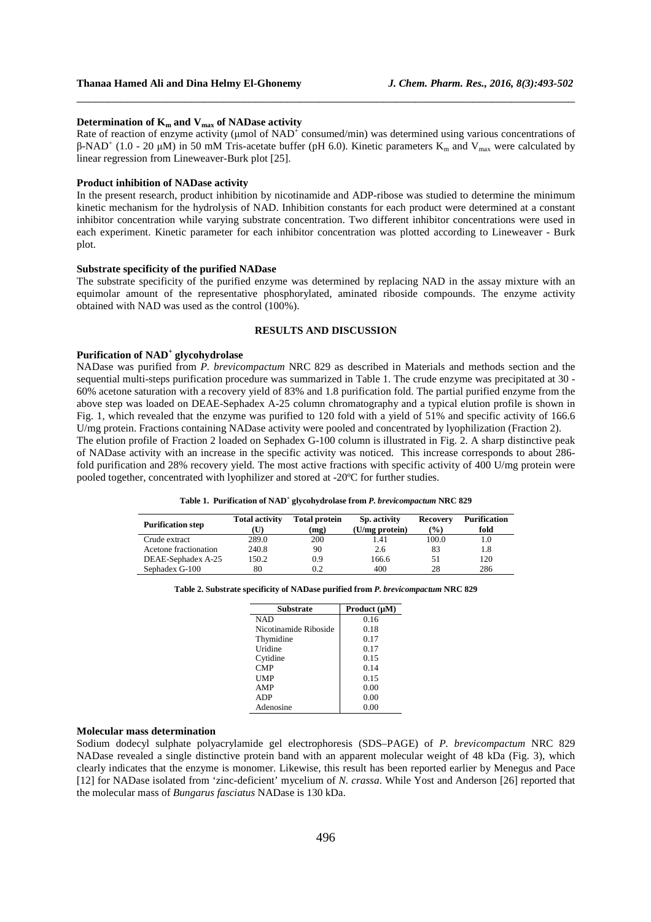### Determination of $K_m$ and $V_{max}$ of NADase activity

Rate of reaction of enzyme activity (μmol of $NAD^+$ consumed/min) was determined using various concentrations of β-$NAD^+$ (1.0 - 20 μM) in 50 mM Tris-acetate buffer (pH 6.0). Kinetic parameters $K_m$ and $V_{max}$ were calculated by linear regression from Lineweaver-Burk plot [25].

### Product inhibition of NADase activity

In the present research, product inhibition by nicotinamide and ADP-ribose was studied to determine the minimum kinetic mechanism for the hydrolysis of NAD. Inhibition constants for each product were determined at a constant inhibitor concentration while varying substrate concentration. Two different inhibitor concentrations were used in each experiment. Kinetic parameter for each inhibitor concentration was plotted according to Lineweaver - Burk plot.

### Substrate specificity of the purified NADase

The substrate specificity of the purified enzyme was determined by replacing NAD in the assay mixture with an equimolar amount of the representative phosphorylated, aminated riboside compounds. The enzyme activity obtained with NAD was used as the control (100%).

## RESULTS AND DISCUSSION

### Purification of $NAD^+$ glycohydrolase

NADase was purified from *P. brevicompactum* NRC 829 as described in Materials and methods section and the sequential multi-steps purification procedure was summarized in Table 1. The crude enzyme was precipitated at 30 - 60% acetone saturation with a recovery yield of 83% and 1.8 purification fold. The partial purified enzyme from the above step was loaded on DEAE-Sephadex A-25 column chromatography and a typical elution profile is shown in Fig. 1, which revealed that the enzyme was purified to 120 fold with a yield of 51% and specific activity of 166.6 U/mg protein. Fractions containing NADase activity were pooled and concentrated by lyophilization (Fraction 2).

The elution profile of Fraction 2 loaded on Sephadex G-100 column is illustrated in Fig. 2. A sharp distinctive peak of NADase activity with an increase in the specific activity was noticed. This increase corresponds to about 286-fold purification and 28% recovery yield. The most active fractions with specific activity of 400 U/mg protein were pooled together, concentrated with lyophilizer and stored at -20ºC for further studies.

**Table 1. Purification of $NAD^+$ glycohydrolase from *P. brevicompactum* NRC 829**

| Purification step | Total activity (U) | Total protein (mg) | Sp. activity (U/mg protein) | Recovery (%) | Purification fold |
|---|---|---|---|---|---|
| Crude extract | 289.0 | 200 | 1.41 | 100.0 | 1.0 |
| Acetone fractionation | 240.8 | 90 | 2.6 | 83 | 1.8 |
| DEAE-Sephadex A-25 | 150.2 | 0.9 | 166.6 | 51 | 120 |
| Sephadex G-100 | 80 | 0.2 | 400 | 28 | 286 |

**Table 2. Substrate specificity of NADase purified from *P. brevicompactum* NRC 829**

| Substrate | Product (μM) |
|---|---|
| NAD | 0.16 |
| Nicotinamide Riboside | 0.18 |
| Thymidine | 0.17 |
| Uridine | 0.17 |
| Cytidine | 0.15 |
| CMP | 0.14 |
| UMP | 0.15 |
| AMP | 0.00 |
| ADP | 0.00 |
| Adenosine | 0.00 |

### Molecular mass determination

Sodium dodecyl sulphate polyacrylamide gel electrophoresis (SDS–PAGE) of *P. brevicompactum* NRC 829 NADase revealed a single distinctive protein band with an apparent molecular weight of 48 kDa (Fig. 3), which clearly indicates that the enzyme is monomer. Likewise, this result has been reported earlier by Menegus and Pace [12] for NADase isolated from 'zinc-deficient' mycelium of *N. crassa*. While Yost and Anderson [26] reported that the molecular mass of *Bungarus fasciatus* NADase is 130 kDa.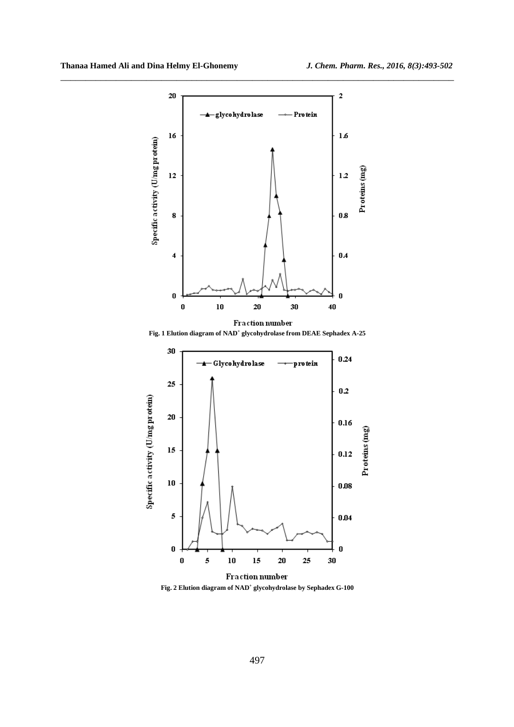Fig. 1 Elution diagram of NAD$^+$ glycohydrolase from DEAE Sephadex A-25

Fig. 2 Elution diagram of NAD$^+$ glycohydrolase by Sephadex G-100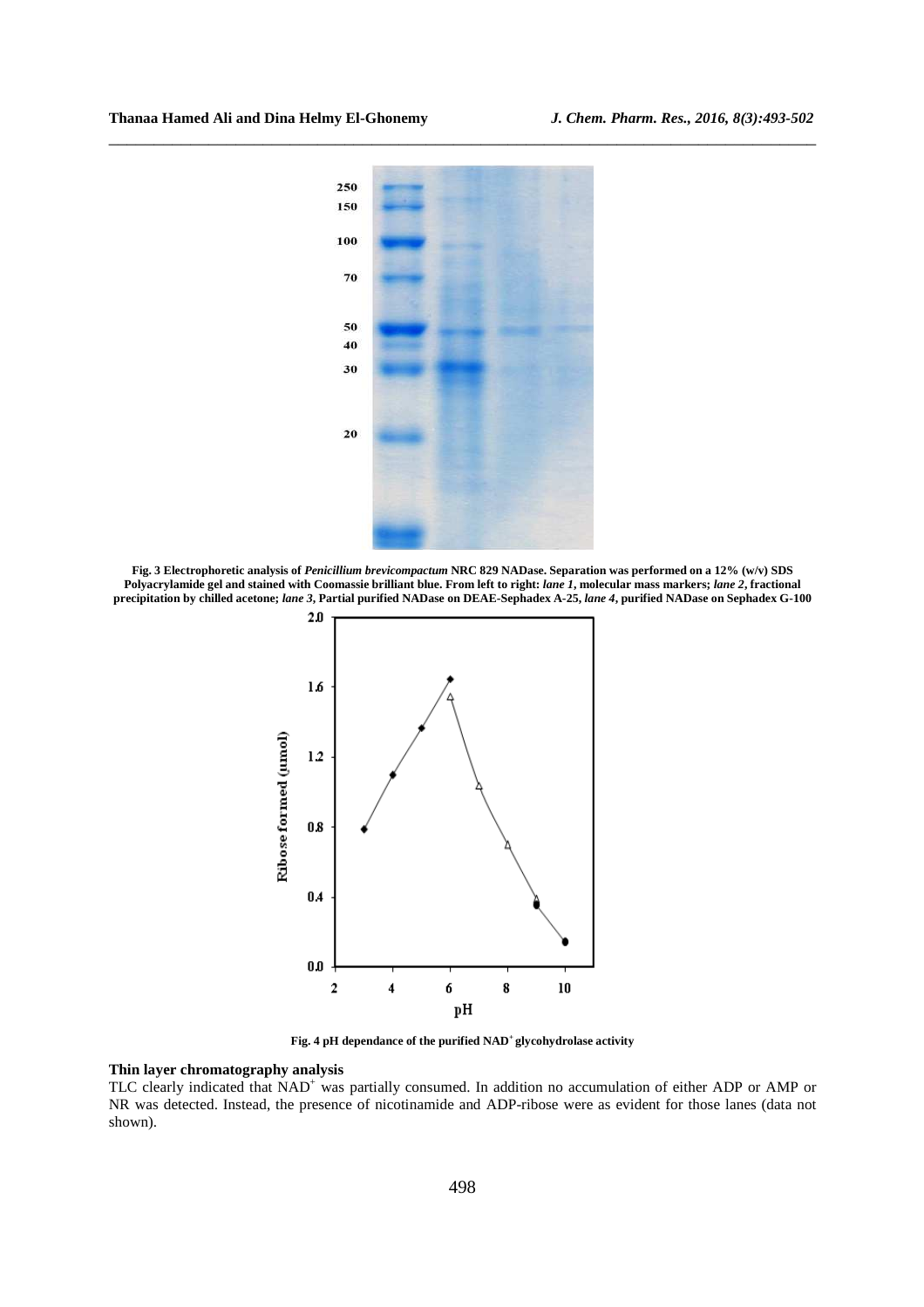**Fig. 3 Electrophoretic analysis of *Penicillium brevicompactum* NRC 829 NADase. Separation was performed on a 12% (w/v) SDS Polyacrylamide gel and stained with Coomassie brilliant blue. From left to right: *lane 1*, molecular mass markers; *lane 2*, fractional precipitation by chilled acetone; *lane 3*, Partial purified NADase on DEAE-Sephadex A-25, *lane 4*, purified NADase on Sephadex G-100**

**Fig. 4 pH dependance of the purified $NAD^+$ glycohydrolase activity**

### Thin layer chromatography analysis

TLC clearly indicated that $NAD^+$ was partially consumed. In addition no accumulation of either ADP or AMP or NR was detected. Instead, the presence of nicotinamide and ADP-ribose were as evident for those lanes (data not shown).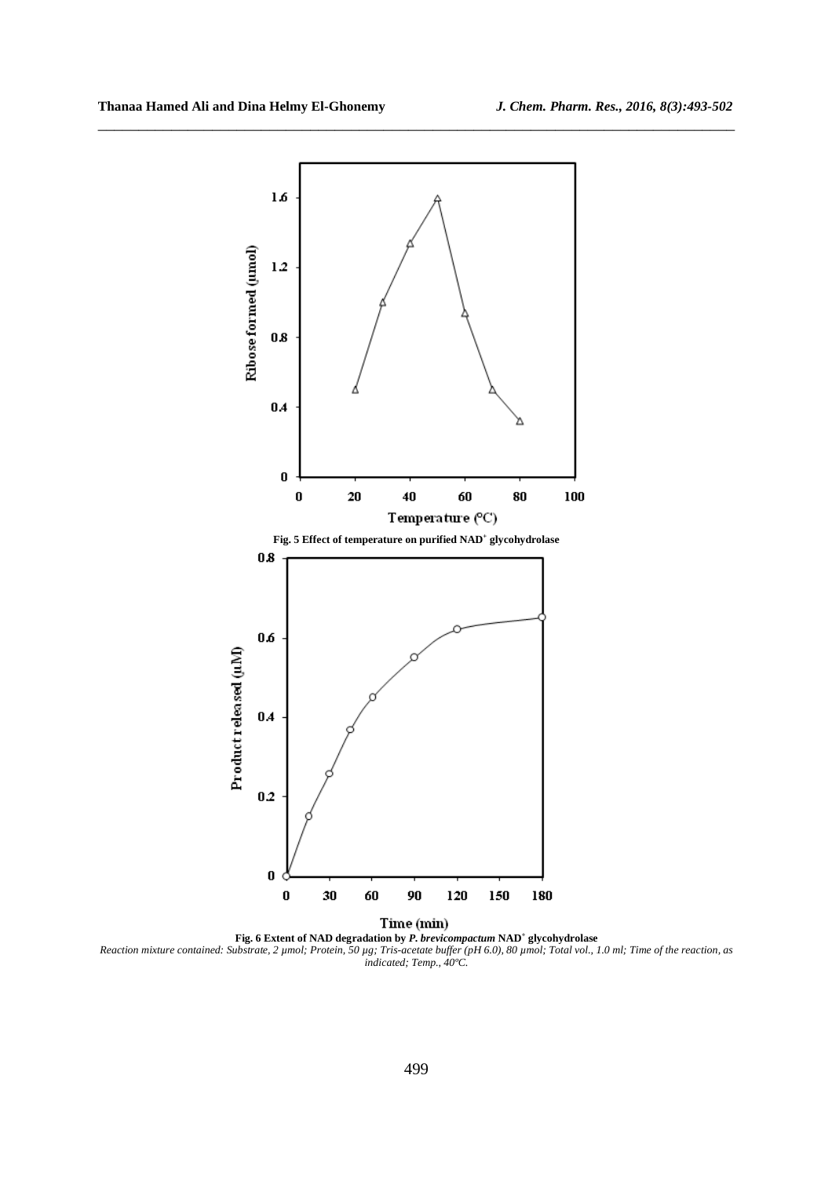Fig. 5 Effect of temperature on purified NAD$^+$ glycohydrolase

**Fig. 6 Extent of NAD degradation by *P. brevicompactum* NAD$^+$ glycohydrolase**

*Reaction mixture contained: Substrate, 2 µmol; Protein, 50 µg; Tris-acetate buffer (pH 6.0), 80 µmol; Total vol., 1.0 ml; Time of the reaction, as indicated; Temp., 40ºC.*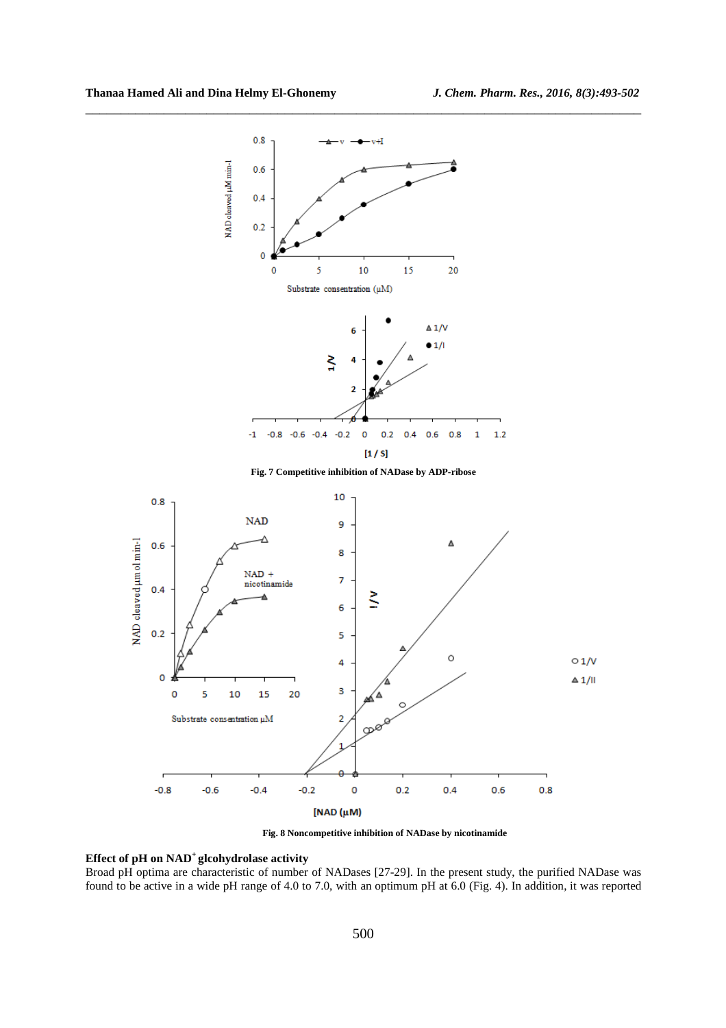Fig. 7 Competitive inhibition of NADase by ADP-ribose

Fig. 8 Noncompetitive inhibition of NADase by nicotinamide

## Effect of pH on NAD$^+$ glcohydrolase activity

Broad pH optima are characteristic of number of NADases [27-29]. In the present study, the purified NADase was found to be active in a wide pH range of 4.0 to 7.0, with an optimum pH at 6.0 (Fig. 4). In addition, it was reported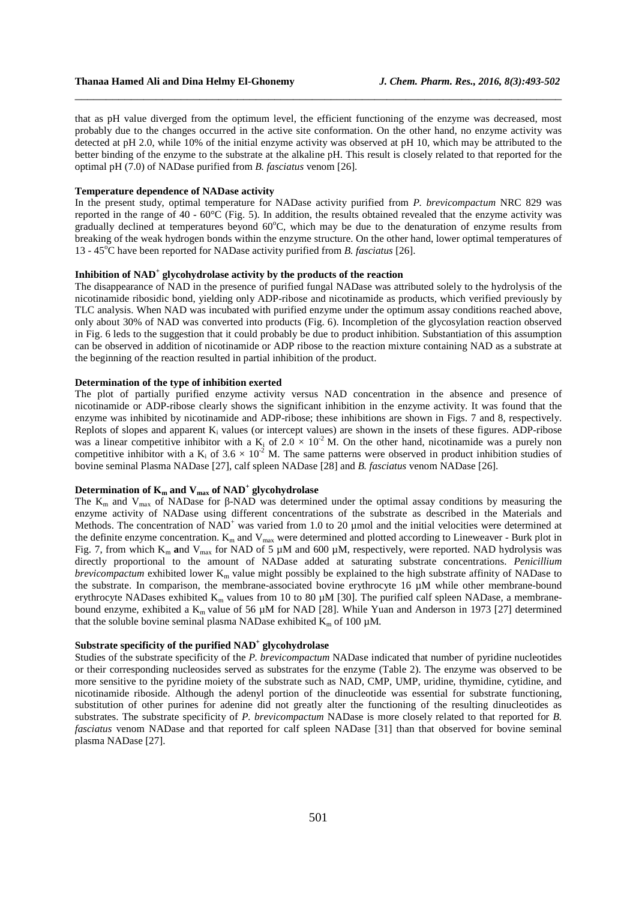that as pH value diverged from the optimum level, the efficient functioning of the enzyme was decreased, most probably due to the changes occurred in the active site conformation. On the other hand, no enzyme activity was detected at pH 2.0, while 10% of the initial enzyme activity was observed at pH 10, which may be attributed to the better binding of the enzyme to the substrate at the alkaline pH. This result is closely related to that reported for the optimal pH (7.0) of NADase purified from *B. fasciatus* venom [26].

**Temperature dependence of NADase activity**

In the present study, optimal temperature for NADase activity purified from *P. brevicompactum* NRC 829 was reported in the range of 40 - 60°C (Fig. 5). In addition, the results obtained revealed that the enzyme activity was gradually declined at temperatures beyond 60°C, which may be due to the denaturation of enzyme results from breaking of the weak hydrogen bonds within the enzyme structure. On the other hand, lower optimal temperatures of 13 - 45°C have been reported for NADase activity purified from *B. fasciatus* [26].

**Inhibition of $NAD^+$ glycohydrolase activity by the products of the reaction**

The disappearance of NAD in the presence of purified fungal NADase was attributed solely to the hydrolysis of the nicotinamide ribosidic bond, yielding only ADP-ribose and nicotinamide as products, which verified previously by TLC analysis. When NAD was incubated with purified enzyme under the optimum assay conditions reached above, only about 30% of NAD was converted into products (Fig. 6). Incompletion of the glycosylation reaction observed in Fig. 6 leds to the suggestion that it could probably be due to product inhibition. Substantiation of this assumption can be observed in addition of nicotinamide or ADP ribose to the reaction mixture containing NAD as a substrate at the beginning of the reaction resulted in partial inhibition of the product.

**Determination of the type of inhibition exerted**

The plot of partially purified enzyme activity versus NAD concentration in the absence and presence of nicotinamide or ADP-ribose clearly shows the significant inhibition in the enzyme activity. It was found that the enzyme was inhibited by nicotinamide and ADP-ribose; these inhibitions are shown in Figs. 7 and 8, respectively. Replots of slopes and apparent $K_i$ values (or intercept values) are shown in the insets of these figures. ADP-ribose was a linear competitive inhibitor with a $K_i$ of $2.0 \times 10^{-2}$ M. On the other hand, nicotinamide was a purely non competitive inhibitor with a $K_i$ of $3.6 \times 10^{-2}$ M. The same patterns were observed in product inhibition studies of bovine seminal Plasma NADase [27], calf spleen NADase [28] and *B. fasciatus* venom NADase [26].

**Determination of $K_m$ and $V_{max}$ of $NAD^+$ glycohydrolase**

The $K_m$ and $V_{max}$ of NADase for β-NAD was determined under the optimal assay conditions by measuring the enzyme activity of NADase using different concentrations of the substrate as described in the Materials and Methods. The concentration of $NAD^+$ was varied from 1.0 to 20 µmol and the initial velocities were determined at the definite enzyme concentration. $K_m$ and $V_{max}$ were determined and plotted according to Lineweaver - Burk plot in Fig. 7, from which $K_m$ and $V_{max}$ for NAD of 5 µM and 600 µM, respectively, were reported. NAD hydrolysis was directly proportional to the amount of NADase added at saturating substrate concentrations. *Penicillium brevicompactum* exhibited lower $K_m$ value might possibly be explained to the high substrate affinity of NADase to the substrate. In comparison, the membrane-associated bovine erythrocyte 16 µM while other membrane-bound erythrocyte NADases exhibited $K_m$ values from 10 to 80 µM [30]. The purified calf spleen NADase, a membrane-bound enzyme, exhibited a $K_m$ value of 56 µM for NAD [28]. While Yuan and Anderson in 1973 [27] determined that the soluble bovine seminal plasma NADase exhibited $K_m$ of 100 µM.

**Substrate specificity of the purified $NAD^+$ glycohydrolase**

Studies of the substrate specificity of the *P. brevicompactum* NADase indicated that number of pyridine nucleotides or their corresponding nucleosides served as substrates for the enzyme (Table 2). The enzyme was observed to be more sensitive to the pyridine moiety of the substrate such as NAD, CMP, UMP, uridine, thymidine, cytidine, and nicotinamide riboside. Although the adenyl portion of the dinucleotide was essential for substrate functioning, substitution of other purines for adenine did not greatly alter the functioning of the resulting dinucleotides as substrates. The substrate specificity of *P. brevicompactum* NADase is more closely related to that reported for *B. fasciatus* venom NADase and that reported for calf spleen NADase [31] than that observed for bovine seminal plasma NADase [27].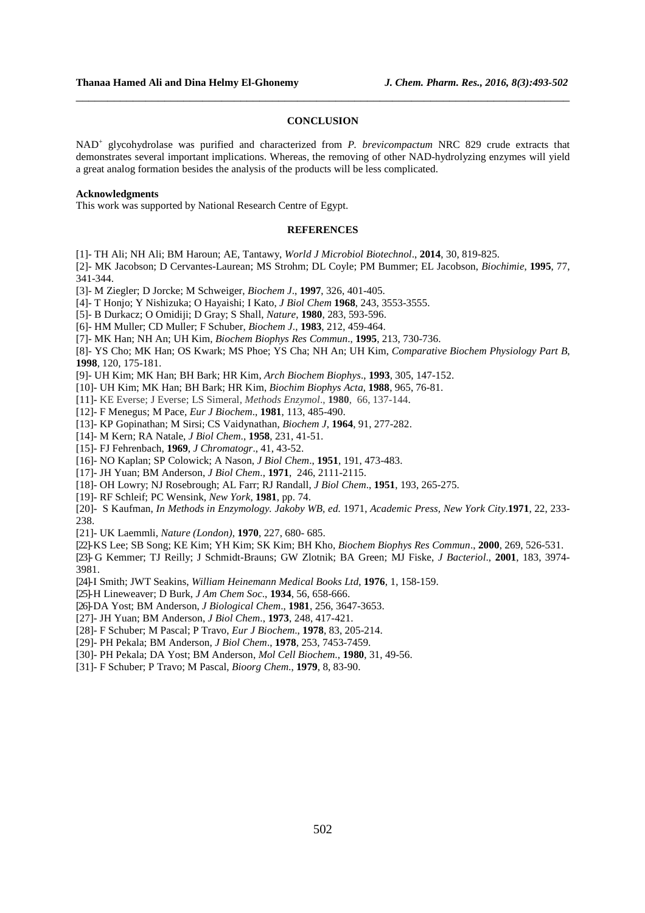## CONCLUSION

$NAD^+$ glycohydrolase was purified and characterized from *P. brevicompactum* NRC 829 crude extracts that demonstrates several important implications. Whereas, the removing of other NAD-hydrolyzing enzymes will yield a great analog formation besides the analysis of the products will be less complicated.

**Acknowledgments**

This work was supported by National Research Centre of Egypt.

## REFERENCES

[1]- TH Ali; NH Ali; BM Haroun; AE, Tantawy, *World J Microbiol Biotechnol*., **2014**, 30, 819-825.

[2]- MK Jacobson; D Cervantes-Laurean; MS Strohm; DL Coyle; PM Bummer; EL Jacobson, *Biochimie*, **1995**, 77, 341-344.

[3]- M Ziegler; D Jorcke; M Schweiger, *Biochem J*., **1997**, 326, 401-405.

[4]- T Honjo; Y Nishizuka; O Hayaishi; I Kato, *J Biol Chem* **1968**, 243, 3553-3555.

[5]- B Durkacz; O Omidiji; D Gray; S Shall, *Nature*, **1980**, 283, 593-596.

[6]- HM Muller; CD Muller; F Schuber, *Biochem J*., **1983**, 212, 459-464.

[7]- MK Han; NH An; UH Kim, *Biochem Biophys Res Commun*., **1995**, 213, 730-736.

[8]- YS Cho; MK Han; OS Kwark; MS Phoe; YS Cha; NH An; UH Kim, *Comparative Biochem Physiology Part B*, **1998**, 120, 175-181.

[9]- UH Kim; MK Han; BH Bark; HR Kim, *Arch Biochem Biophys*., **1993**, 305, 147-152.

[10]- UH Kim; MK Han; BH Bark; HR Kim, *Biochim Biophys Acta*, **1988**, 965, 76-81.

[11]- KE Everse; J Everse; LS Simeral, *Methods Enzymol*., **1980**, 66, 137-144.

[12]- F Menegus; M Pace, *Eur J Biochem*., **1981**, 113, 485-490.

[13]- KP Gopinathan; M Sirsi; CS Vaidynathan, *Biochem J*, **1964**, 91, 277-282.

[14]- M Kern; RA Natale, *J Biol Chem*., **1958**, 231, 41-51.

[15]- FJ Fehrenbach, **1969**, *J Chromatogr*., 41, 43-52.

[16]- NO Kaplan; SP Colowick; A Nason, *J Biol Chem*., **1951**, 191, 473-483.

[17]- JH Yuan; BM Anderson, *J Biol Chem*., **1971**, 246, 2111-2115.

[18]- OH Lowry; NJ Rosebrough; AL Farr; RJ Randall, *J Biol Chem*., **1951**, 193, 265-275.

[19]- RF Schleif; PC Wensink, *New York*, **1981**, pp. 74.

[20]- S Kaufman, *In Methods in Enzymology. Jakoby WB, ed.* 1971, *Academic Press, New York City*.**1971**, 22, 233-238.

[21]- UK Laemmli, *Nature (London)*, **1970**, 227, 680- 685.

[22]-KS Lee; SB Song; KE Kim; YH Kim; SK Kim; BH Kho, *Biochem Biophys Res Commun*., **2000**, 269, 526-531.

[23]- G Kemmer; TJ Reilly; J Schmidt-Brauns; GW Zlotnik; BA Green; MJ Fiske, *J Bacteriol*., **2001**, 183, 3974-3981.

[24]-I Smith; JWT Seakins, *William Heinemann Medical Books Ltd*, **1976**, 1, 158-159.

[25]-H Lineweaver; D Burk, *J Am Chem Soc*., **1934**, 56, 658-666.

[26]-DA Yost; BM Anderson, *J Biological Chem*., **1981**, 256, 3647-3653.

[27]- JH Yuan; BM Anderson, *J Biol Chem*., **1973**, 248, 417-421.

[28]- F Schuber; M Pascal; P Travo, *Eur J Biochem*., **1978**, 83, 205-214.

[29]- PH Pekala; BM Anderson, *J Biol Chem*., **1978**, 253, 7453-7459.

[30]- PH Pekala; DA Yost; BM Anderson, *Mol Cell Biochem*., **1980**, 31, 49-56.

[31]- F Schuber; P Travo; M Pascal, *Bioorg Chem*., **1979**, 8, 83-90.